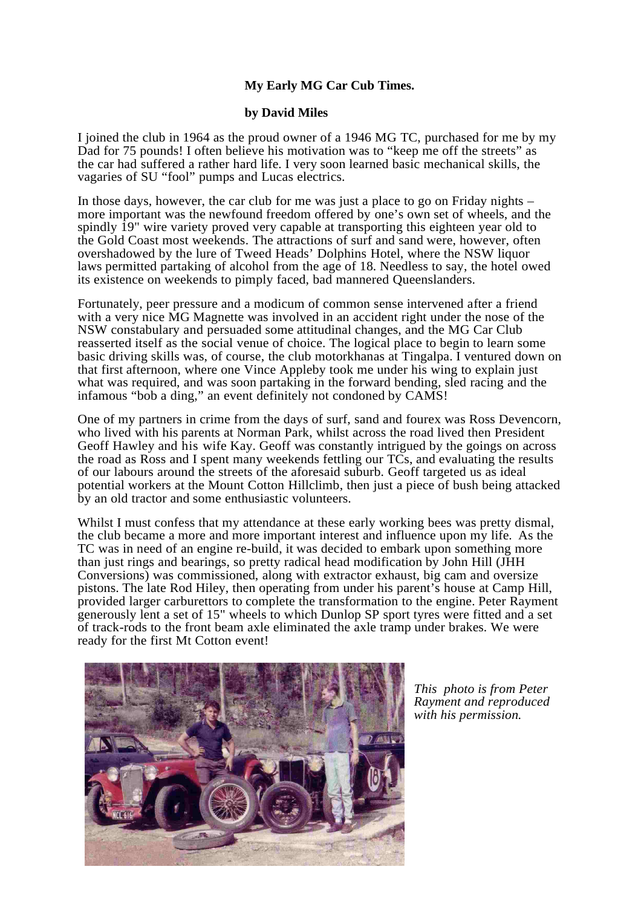**My Early MG Car Cub Times.**

**by David Miles**

I joined the club in 1964 as the proud owner of a 1946 MG TC, purchased for me by my Dad for 75 pounds! I often believe his motivation was to "keep me off the streets" as the car had suffered a rather hard life. I very soon learned basic mechanical skills, the vagaries of SU "fool" pumps and Lucas electrics.

In those days, however, the car club for me was just a place to go on Friday nights – more important was the newfound freedom offered by one's own set of wheels, and the spindly 19" wire variety proved very capable at transporting this eighteen year old to the Gold Coast most weekends. The attractions of surf and sand were, however, often overshadowed by the lure of Tweed Heads' Dolphins Hotel, where the NSW liquor laws permitted partaking of alcohol from the age of 18. Needless to say, the hotel owed its existence on weekends to pimply faced, bad mannered Queenslanders.

Fortunately, peer pressure and a modicum of common sense intervened after a friend with a very nice MG Magnette was involved in an accident right under the nose of the NSW constabulary and persuaded some attitudinal changes, and the MG Car Club reasserted itself as the social venue of choice. The logical place to begin to learn some basic driving skills was, of course, the club motorkhanas at Tingalpa. I ventured down on that first afternoon, where one Vince Appleby took me under his wing to explain just what was required, and was soon partaking in the forward bending, sled racing and the infamous "bob a ding," an event definitely not condoned by CAMS!

One of my partners in crime from the days of surf, sand and fourex was Ross Devencorn, who lived with his parents at Norman Park, whilst across the road lived then President Geoff Hawley and his wife Kay. Geoff was constantly intrigued by the goings on across the road as Ross and I spent many weekends fettling our TCs, and evaluating the results of our labours around the streets of the aforesaid suburb. Geoff targeted us as ideal potential workers at the Mount Cotton Hillclimb, then just a piece of bush being attacked by an old tractor and some enthusiastic volunteers.

Whilst I must confess that my attendance at these early working bees was pretty dismal, the club became a more and more important interest and influence upon my life. As the TC was in need of an engine re-build, it was decided to embark upon something more than just rings and bearings, so pretty radical head modification by John Hill (JHH Conversions) was commissioned, along with extractor exhaust, big cam and oversize pistons. The late Rod Hiley, then operating from under his parent's house at Camp Hill, provided larger carburettors to complete the transformation to the engine. Peter Rayment generously lent a set of 15" wheels to which Dunlop SP sport tyres were fitted and a set of track-rods to the front beam axle eliminated the axle tramp under brakes. We were ready for the first Mt Cotton event!

*This photo is from Peter Rayment and reproduced with his permission.*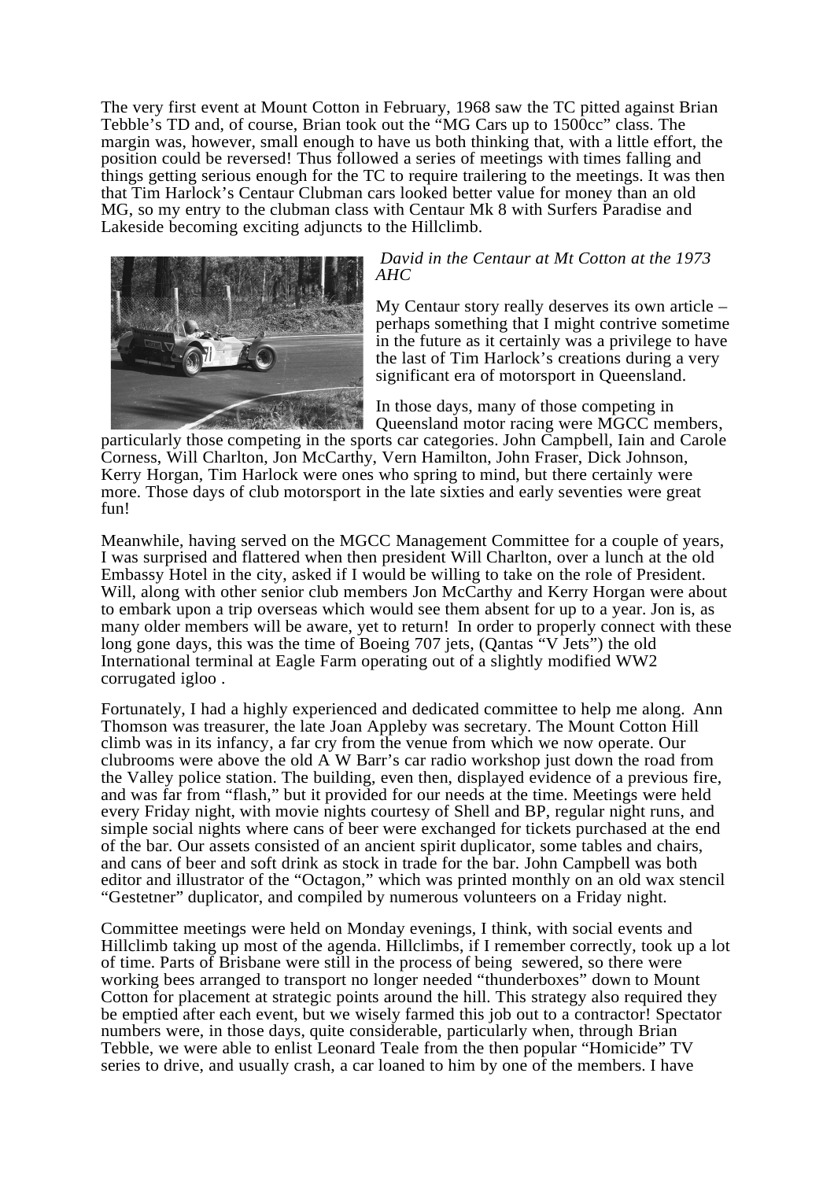The very first event at Mount Cotton in February, 1968 saw the TC pitted against Brian Tebble's TD and, of course, Brian took out the "MG Cars up to 1500cc" class. The margin was, however, small enough to have us both thinking that, with a little effort, the position could be reversed! Thus followed a series of meetings with times falling and things getting serious enough for the TC to require trailering to the meetings. It was then that Tim Harlock's Centaur Clubman cars looked better value for money than an old MG, so my entry to the clubman class with Centaur Mk 8 with Surfers Paradise and Lakeside becoming exciting adjuncts to the Hillclimb.

*David in the Centaur at Mt Cotton at the 1973 AHC*

My Centaur story really deserves its own article – perhaps something that I might contrive sometime in the future as it certainly was a privilege to have the last of Tim Harlock's creations during a very significant era of motorsport in Queensland.

In those days, many of those competing in Queensland motor racing were MGCC members, particularly those competing in the sports car categories. John Campbell, Iain and Carole Corness, Will Charlton, Jon McCarthy, Vern Hamilton, John Fraser, Dick Johnson, Kerry Horgan, Tim Harlock were ones who spring to mind, but there certainly were more. Those days of club motorsport in the late sixties and early seventies were great fun!

Meanwhile, having served on the MGCC Management Committee for a couple of years, I was surprised and flattered when then president Will Charlton, over a lunch at the old Embassy Hotel in the city, asked if I would be willing to take on the role of President. Will, along with other senior club members Jon McCarthy and Kerry Horgan were about to embark upon a trip overseas which would see them absent for up to a year. Jon is, as many older members will be aware, yet to return! In order to properly connect with these long gone days, this was the time of Boeing 707 jets, (Qantas "V Jets") the old International terminal at Eagle Farm operating out of a slightly modified WW2 corrugated igloo .

Fortunately, I had a highly experienced and dedicated committee to help me along. Ann Thomson was treasurer, the late Joan Appleby was secretary. The Mount Cotton Hill climb was in its infancy, a far cry from the venue from which we now operate. Our clubrooms were above the old A W Barr's car radio workshop just down the road from the Valley police station. The building, even then, displayed evidence of a previous fire, and was far from "flash," but it provided for our needs at the time. Meetings were held every Friday night, with movie nights courtesy of Shell and BP, regular night runs, and simple social nights where cans of beer were exchanged for tickets purchased at the end of the bar. Our assets consisted of an ancient spirit duplicator, some tables and chairs, and cans of beer and soft drink as stock in trade for the bar. John Campbell was both editor and illustrator of the "Octagon," which was printed monthly on an old wax stencil "Gestetner" duplicator, and compiled by numerous volunteers on a Friday night.

Committee meetings were held on Monday evenings, I think, with social events and Hillclimb taking up most of the agenda. Hillclimbs, if I remember correctly, took up a lot of time. Parts of Brisbane were still in the process of being sewered, so there were working bees arranged to transport no longer needed "thunderboxes" down to Mount Cotton for placement at strategic points around the hill. This strategy also required they be emptied after each event, but we wisely farmed this job out to a contractor! Spectator numbers were, in those days, quite considerable, particularly when, through Brian Tebble, we were able to enlist Leonard Teale from the then popular "Homicide" TV series to drive, and usually crash, a car loaned to him by one of the members. I have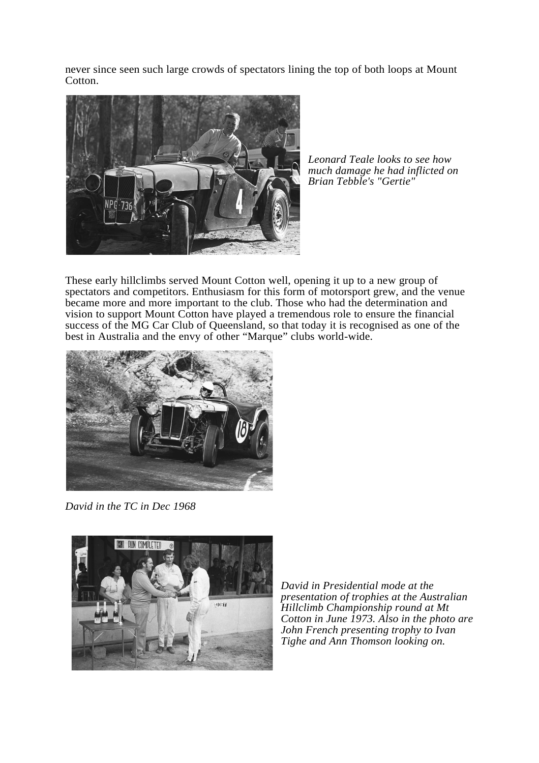never since seen such large crowds of spectators lining the top of both loops at Mount Cotton.

*Leonard Teale looks to see how much damage he had inflicted on Brian Tebble's "Gertie"*

These early hillclimbs served Mount Cotton well, opening it up to a new group of spectators and competitors. Enthusiasm for this form of motorsport grew, and the venue became more and more important to the club. Those who had the determination and vision to support Mount Cotton have played a tremendous role to ensure the financial success of the MG Car Club of Queensland, so that today it is recognised as one of the best in Australia and the envy of other "Marque" clubs world-wide.

*David in the TC in Dec 1968*

*David in Presidential mode at the presentation of trophies at the Australian Hillclimb Championship round at Mt Cotton in June 1973. Also in the photo are John French presenting trophy to Ivan Tighe and Ann Thomson looking on.*